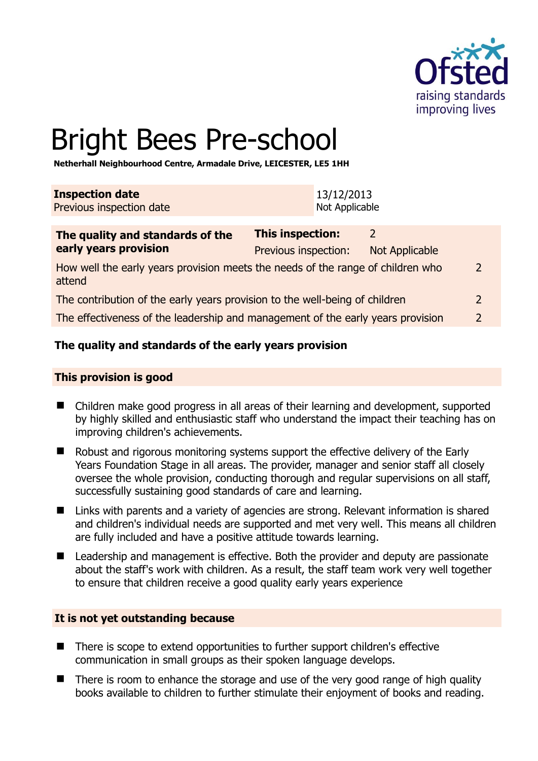# Bright Bees Pre-school

**Netherhall Neighbourhood Centre, Armadale Drive, LEICESTER, LE5 1HH**

| **Inspection date** | 13/12/2013 |
|---|---|
| Previous inspection date | Not Applicable |

| **The quality and standards of the early years provision** | **This inspection:** | 2 |
|---|---|---|
| | Previous inspection: | Not Applicable |
| How well the early years provision meets the needs of the range of children who attend | | 2 |
| The contribution of the early years provision to the well-being of children | | 2 |
| The effectiveness of the leadership and management of the early years provision | | 2 |

## The quality and standards of the early years provision

### This provision is good

- Children make good progress in all areas of their learning and development, supported by highly skilled and enthusiastic staff who understand the impact their teaching has on improving children's achievements.
- Robust and rigorous monitoring systems support the effective delivery of the Early Years Foundation Stage in all areas. The provider, manager and senior staff all closely oversee the whole provision, conducting thorough and regular supervisions on all staff, successfully sustaining good standards of care and learning.
- Links with parents and a variety of agencies are strong. Relevant information is shared and children's individual needs are supported and met very well. This means all children are fully included and have a positive attitude towards learning.
- Leadership and management is effective. Both the provider and deputy are passionate about the staff's work with children. As a result, the staff team work very well together to ensure that children receive a good quality early years experience

### It is not yet outstanding because

- There is scope to extend opportunities to further support children's effective communication in small groups as their spoken language develops.
- There is room to enhance the storage and use of the very good range of high quality books available to children to further stimulate their enjoyment of books and reading.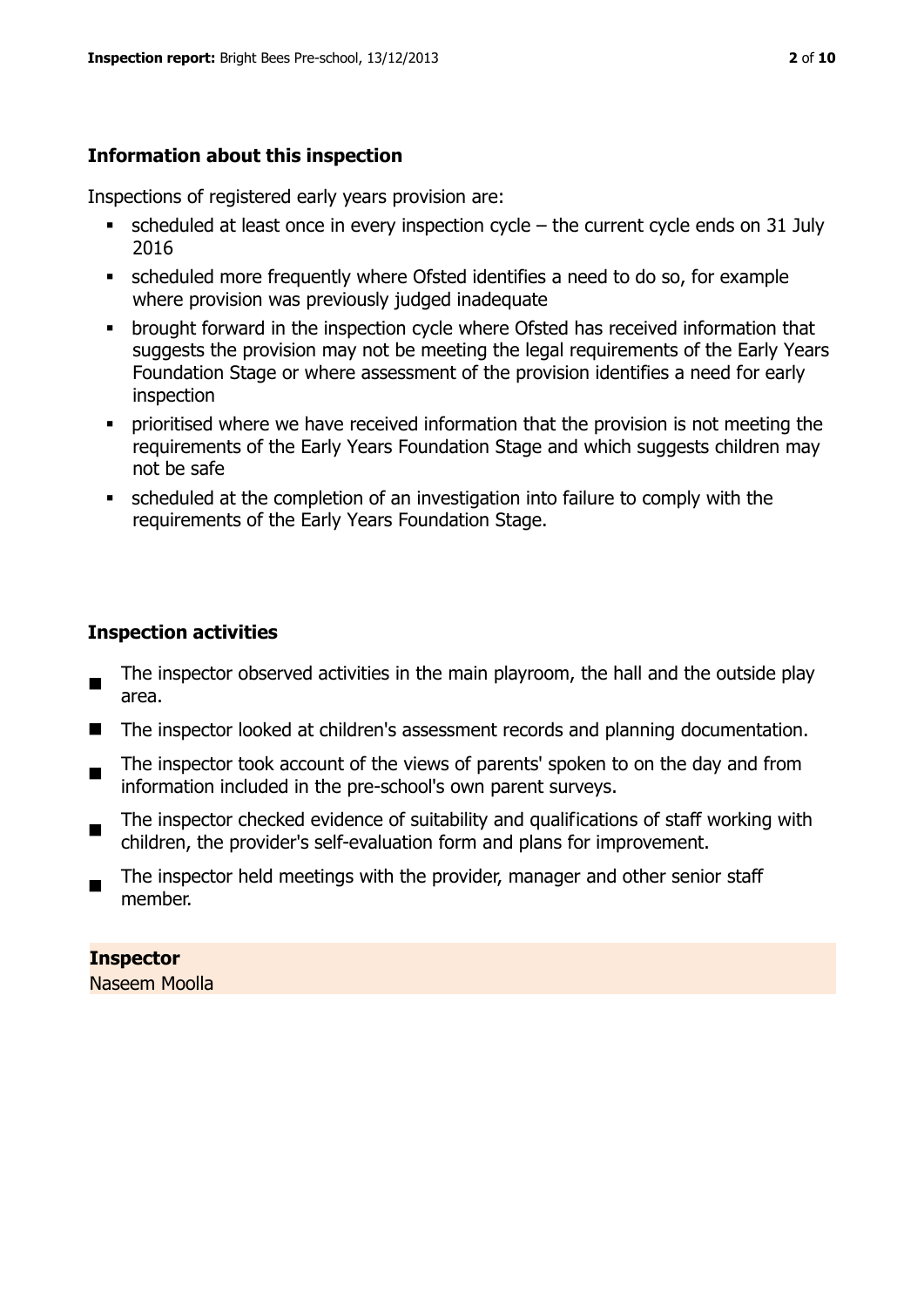### Information about this inspection

Inspections of registered early years provision are:

- scheduled at least once in every inspection cycle – the current cycle ends on 31 July 2016
- scheduled more frequently where Ofsted identifies a need to do so, for example where provision was previously judged inadequate
- brought forward in the inspection cycle where Ofsted has received information that suggests the provision may not be meeting the legal requirements of the Early Years Foundation Stage or where assessment of the provision identifies a need for early inspection
- prioritised where we have received information that the provision is not meeting the requirements of the Early Years Foundation Stage and which suggests children may not be safe
- scheduled at the completion of an investigation into failure to comply with the requirements of the Early Years Foundation Stage.

### Inspection activities

- The inspector observed activities in the main playroom, the hall and the outside play area.
- The inspector looked at children's assessment records and planning documentation.
- The inspector took account of the views of parents' spoken to on the day and from information included in the pre-school's own parent surveys.
- The inspector checked evidence of suitability and qualifications of staff working with children, the provider's self-evaluation form and plans for improvement.
- The inspector held meetings with the provider, manager and other senior staff member.

**Inspector**
Naseem Moolla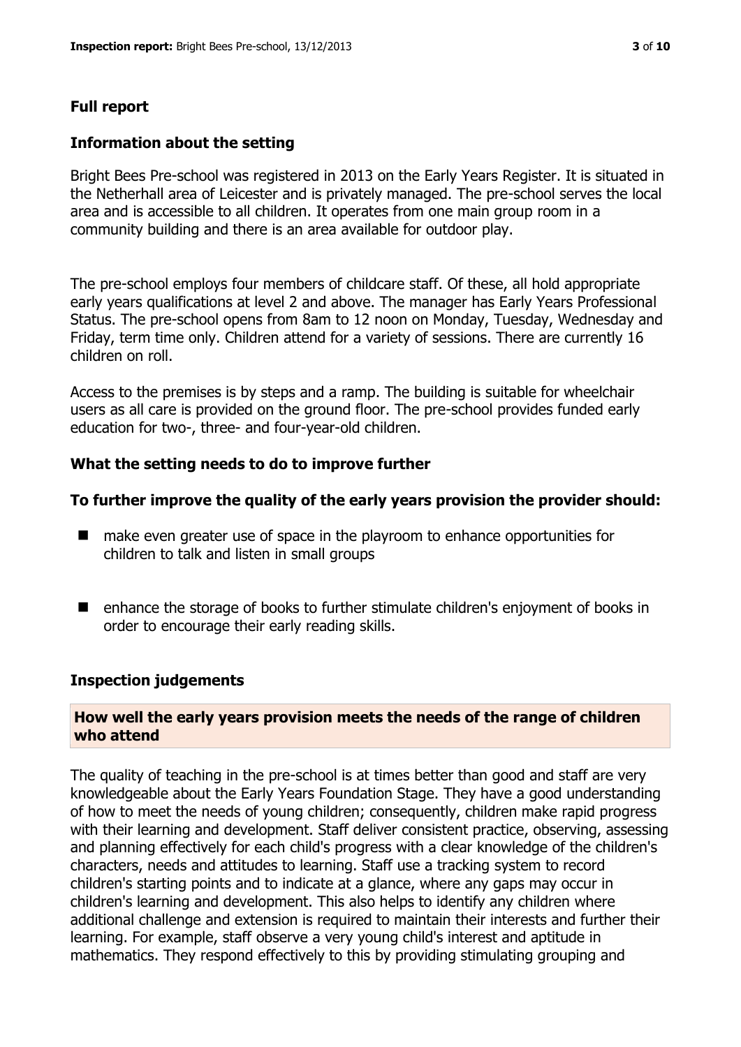## Full report

### Information about the setting

Bright Bees Pre-school was registered in 2013 on the Early Years Register. It is situated in the Netherhall area of Leicester and is privately managed. The pre-school serves the local area and is accessible to all children. It operates from one main group room in a community building and there is an area available for outdoor play.

The pre-school employs four members of childcare staff. Of these, all hold appropriate early years qualifications at level 2 and above. The manager has Early Years Professional Status. The pre-school opens from 8am to 12 noon on Monday, Tuesday, Wednesday and Friday, term time only. Children attend for a variety of sessions. There are currently 16 children on roll.

Access to the premises is by steps and a ramp. The building is suitable for wheelchair users as all care is provided on the ground floor. The pre-school provides funded early education for two-, three- and four-year-old children.

### What the setting needs to do to improve further

### To further improve the quality of the early years provision the provider should:

- make even greater use of space in the playroom to enhance opportunities for children to talk and listen in small groups
- enhance the storage of books to further stimulate children's enjoyment of books in order to encourage their early reading skills.

### Inspection judgements

#### How well the early years provision meets the needs of the range of children who attend

The quality of teaching in the pre-school is at times better than good and staff are very knowledgeable about the Early Years Foundation Stage. They have a good understanding of how to meet the needs of young children; consequently, children make rapid progress with their learning and development. Staff deliver consistent practice, observing, assessing and planning effectively for each child's progress with a clear knowledge of the children's characters, needs and attitudes to learning. Staff use a tracking system to record children's starting points and to indicate at a glance, where any gaps may occur in children's learning and development. This also helps to identify any children where additional challenge and extension is required to maintain their interests and further their learning. For example, staff observe a very young child's interest and aptitude in mathematics. They respond effectively to this by providing stimulating grouping and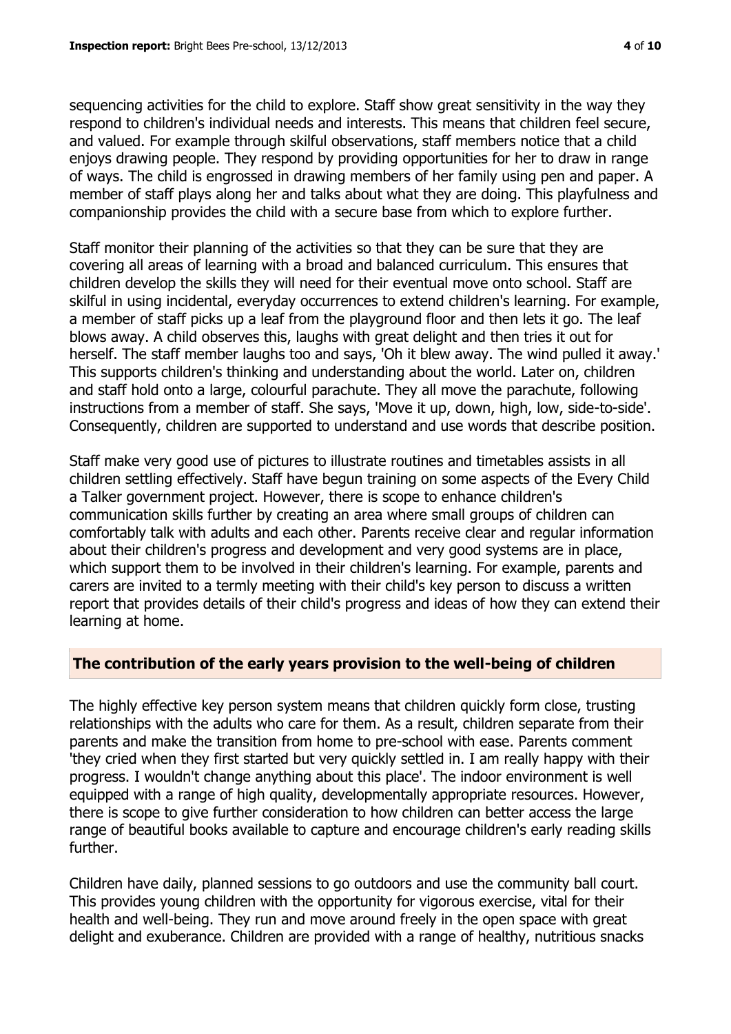sequencing activities for the child to explore. Staff show great sensitivity in the way they respond to children's individual needs and interests. This means that children feel secure, and valued. For example through skilful observations, staff members notice that a child enjoys drawing people. They respond by providing opportunities for her to draw in range of ways. The child is engrossed in drawing members of her family using pen and paper. A member of staff plays along her and talks about what they are doing. This playfulness and companionship provides the child with a secure base from which to explore further.

Staff monitor their planning of the activities so that they can be sure that they are covering all areas of learning with a broad and balanced curriculum. This ensures that children develop the skills they will need for their eventual move onto school. Staff are skilful in using incidental, everyday occurrences to extend children's learning. For example, a member of staff picks up a leaf from the playground floor and then lets it go. The leaf blows away. A child observes this, laughs with great delight and then tries it out for herself. The staff member laughs too and says, 'Oh it blew away. The wind pulled it away.' This supports children's thinking and understanding about the world. Later on, children and staff hold onto a large, colourful parachute. They all move the parachute, following instructions from a member of staff. She says, 'Move it up, down, high, low, side-to-side'. Consequently, children are supported to understand and use words that describe position.

Staff make very good use of pictures to illustrate routines and timetables assists in all children settling effectively. Staff have begun training on some aspects of the Every Child a Talker government project. However, there is scope to enhance children's communication skills further by creating an area where small groups of children can comfortably talk with adults and each other. Parents receive clear and regular information about their children's progress and development and very good systems are in place, which support them to be involved in their children's learning. For example, parents and carers are invited to a termly meeting with their child's key person to discuss a written report that provides details of their child's progress and ideas of how they can extend their learning at home.

## The contribution of the early years provision to the well-being of children

The highly effective key person system means that children quickly form close, trusting relationships with the adults who care for them. As a result, children separate from their parents and make the transition from home to pre-school with ease. Parents comment 'they cried when they first started but very quickly settled in. I am really happy with their progress. I wouldn't change anything about this place'. The indoor environment is well equipped with a range of high quality, developmentally appropriate resources. However, there is scope to give further consideration to how children can better access the large range of beautiful books available to capture and encourage children's early reading skills further.

Children have daily, planned sessions to go outdoors and use the community ball court. This provides young children with the opportunity for vigorous exercise, vital for their health and well-being. They run and move around freely in the open space with great delight and exuberance. Children are provided with a range of healthy, nutritious snacks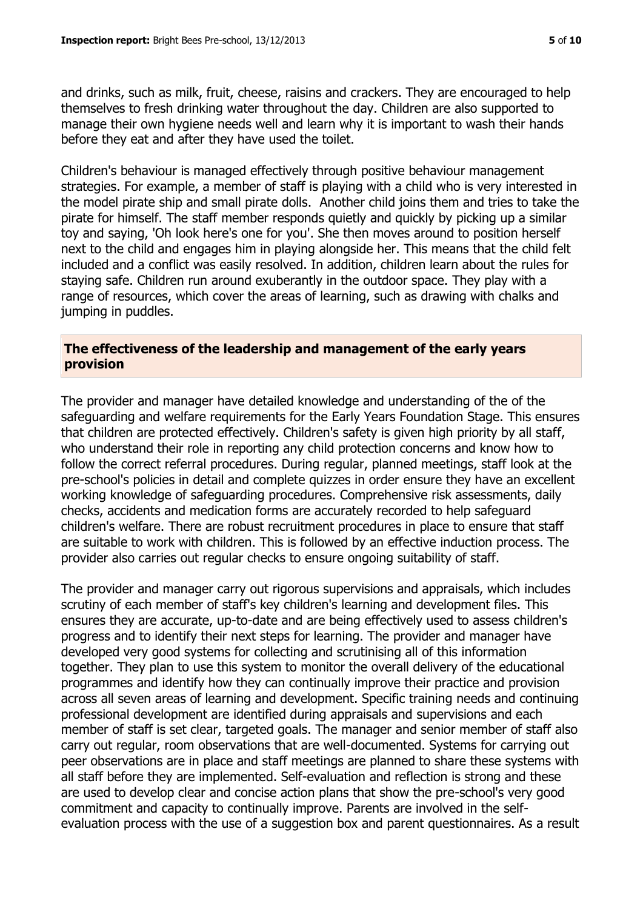and drinks, such as milk, fruit, cheese, raisins and crackers. They are encouraged to help themselves to fresh drinking water throughout the day. Children are also supported to manage their own hygiene needs well and learn why it is important to wash their hands before they eat and after they have used the toilet.

Children's behaviour is managed effectively through positive behaviour management strategies. For example, a member of staff is playing with a child who is very interested in the model pirate ship and small pirate dolls. Another child joins them and tries to take the pirate for himself. The staff member responds quietly and quickly by picking up a similar toy and saying, 'Oh look here's one for you'. She then moves around to position herself next to the child and engages him in playing alongside her. This means that the child felt included and a conflict was easily resolved. In addition, children learn about the rules for staying safe. Children run around exuberantly in the outdoor space. They play with a range of resources, which cover the areas of learning, such as drawing with chalks and jumping in puddles.

## The effectiveness of the leadership and management of the early years provision

The provider and manager have detailed knowledge and understanding of the of the safeguarding and welfare requirements for the Early Years Foundation Stage. This ensures that children are protected effectively. Children's safety is given high priority by all staff, who understand their role in reporting any child protection concerns and know how to follow the correct referral procedures. During regular, planned meetings, staff look at the pre-school's policies in detail and complete quizzes in order ensure they have an excellent working knowledge of safeguarding procedures. Comprehensive risk assessments, daily checks, accidents and medication forms are accurately recorded to help safeguard children's welfare. There are robust recruitment procedures in place to ensure that staff are suitable to work with children. This is followed by an effective induction process. The provider also carries out regular checks to ensure ongoing suitability of staff.

The provider and manager carry out rigorous supervisions and appraisals, which includes scrutiny of each member of staff's key children's learning and development files. This ensures they are accurate, up-to-date and are being effectively used to assess children's progress and to identify their next steps for learning. The provider and manager have developed very good systems for collecting and scrutinising all of this information together. They plan to use this system to monitor the overall delivery of the educational programmes and identify how they can continually improve their practice and provision across all seven areas of learning and development. Specific training needs and continuing professional development are identified during appraisals and supervisions and each member of staff is set clear, targeted goals. The manager and senior member of staff also carry out regular, room observations that are well-documented. Systems for carrying out peer observations are in place and staff meetings are planned to share these systems with all staff before they are implemented. Self-evaluation and reflection is strong and these are used to develop clear and concise action plans that show the pre-school's very good commitment and capacity to continually improve. Parents are involved in the self-evaluation process with the use of a suggestion box and parent questionnaires. As a result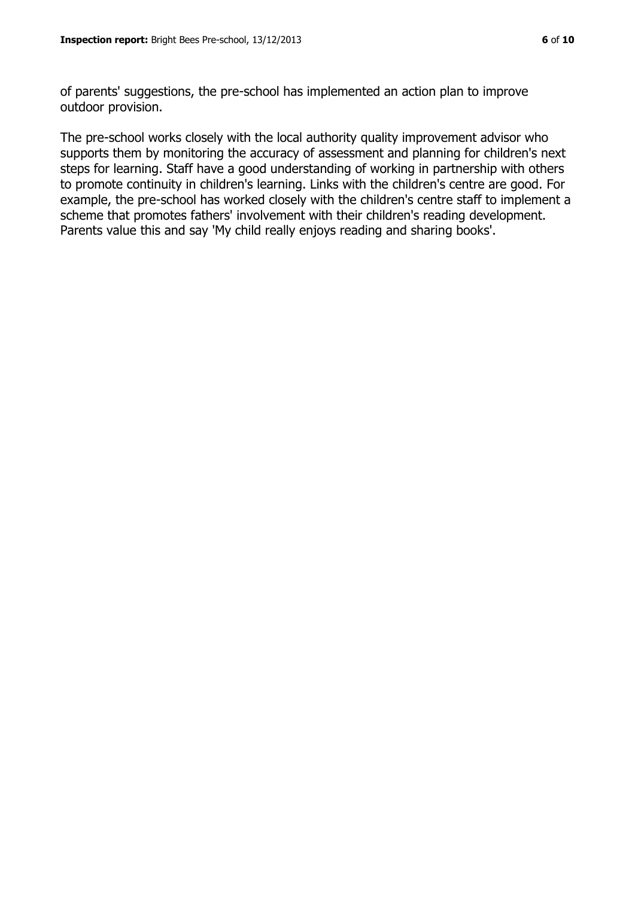of parents' suggestions, the pre-school has implemented an action plan to improve outdoor provision.

The pre-school works closely with the local authority quality improvement advisor who supports them by monitoring the accuracy of assessment and planning for children's next steps for learning. Staff have a good understanding of working in partnership with others to promote continuity in children's learning. Links with the children's centre are good. For example, the pre-school has worked closely with the children's centre staff to implement a scheme that promotes fathers' involvement with their children's reading development. Parents value this and say 'My child really enjoys reading and sharing books'.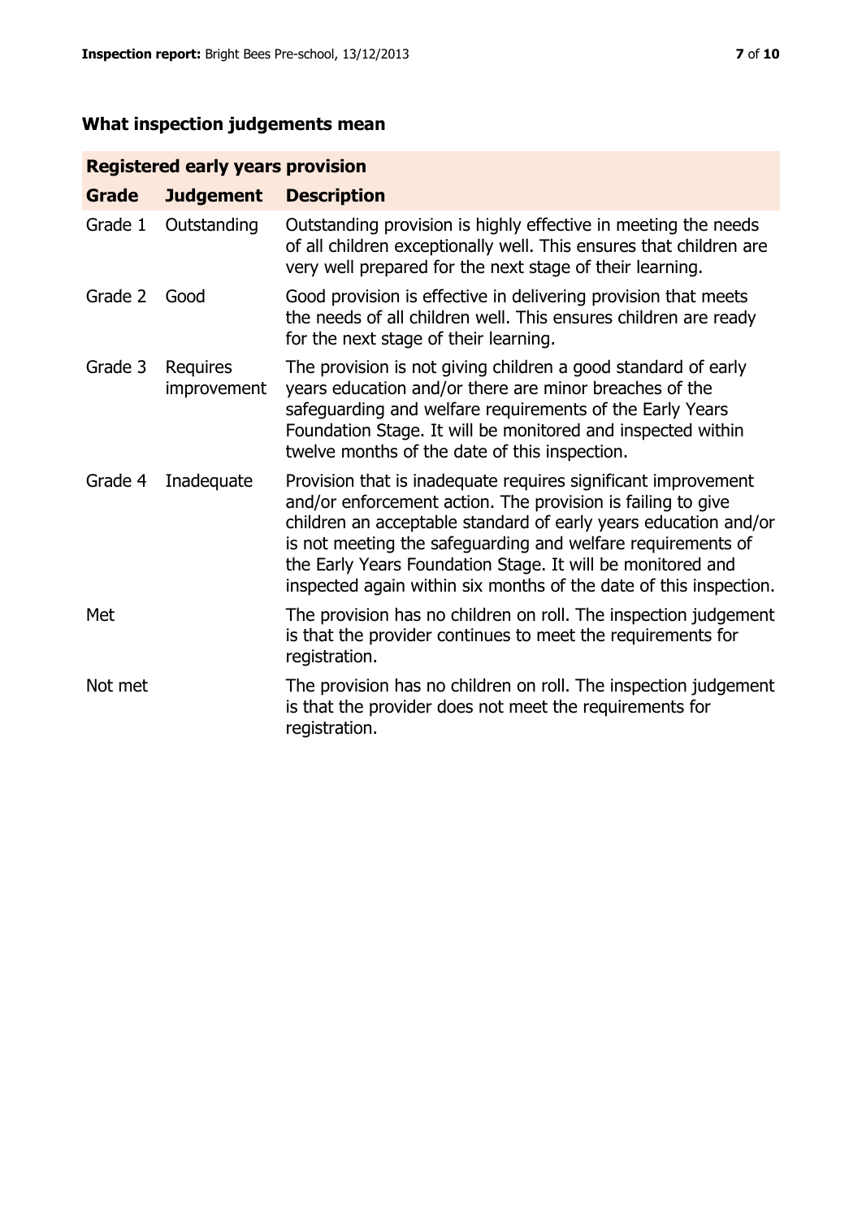## What inspection judgements mean

| Registered early years provision | | |
|---|---|---|
| **Grade** | **Judgement** | **Description** |
| Grade 1 | Outstanding | Outstanding provision is highly effective in meeting the needs of all children exceptionally well. This ensures that children are very well prepared for the next stage of their learning. |
| Grade 2 | Good | Good provision is effective in delivering provision that meets the needs of all children well. This ensures children are ready for the next stage of their learning. |
| Grade 3 | Requires improvement | The provision is not giving children a good standard of early years education and/or there are minor breaches of the safeguarding and welfare requirements of the Early Years Foundation Stage. It will be monitored and inspected within twelve months of the date of this inspection. |
| Grade 4 | Inadequate | Provision that is inadequate requires significant improvement and/or enforcement action. The provision is failing to give children an acceptable standard of early years education and/or is not meeting the safeguarding and welfare requirements of the Early Years Foundation Stage. It will be monitored and inspected again within six months of the date of this inspection. |
| Met | | The provision has no children on roll. The inspection judgement is that the provider continues to meet the requirements for registration. |
| Not met | | The provision has no children on roll. The inspection judgement is that the provider does not meet the requirements for registration. |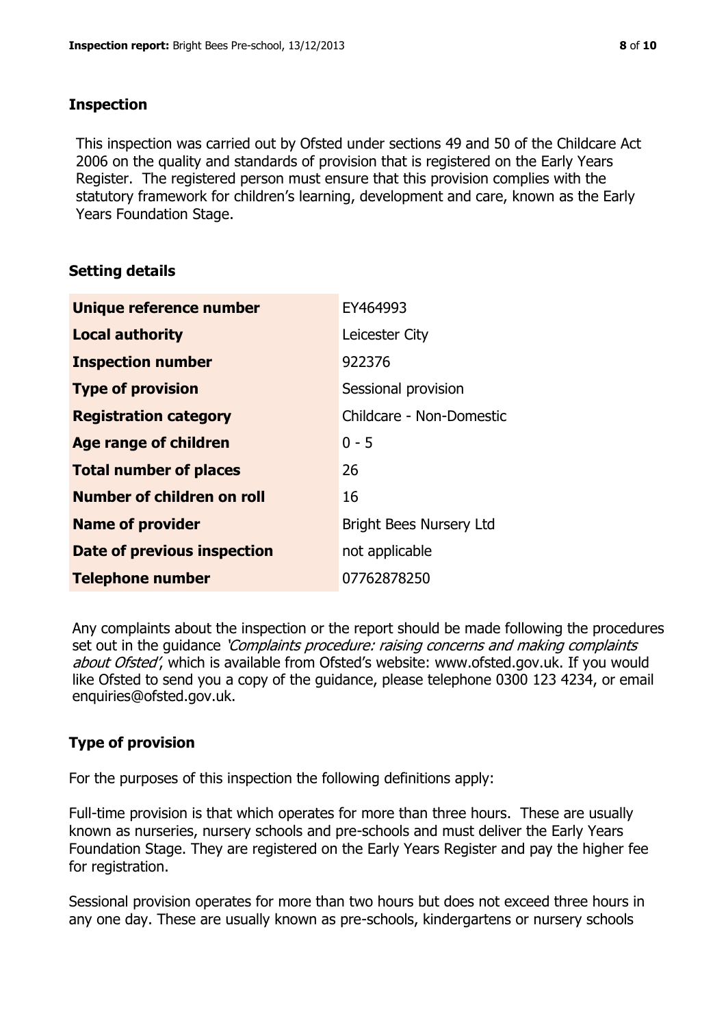## Inspection

This inspection was carried out by Ofsted under sections 49 and 50 of the Childcare Act 2006 on the quality and standards of provision that is registered on the Early Years Register. The registered person must ensure that this provision complies with the statutory framework for children's learning, development and care, known as the Early Years Foundation Stage.

## Setting details

| | |
|---|---|
| **Unique reference number** | EY464993 |
| **Local authority** | Leicester City |
| **Inspection number** | 922376 |
| **Type of provision** | Sessional provision |
| **Registration category** | Childcare - Non-Domestic |
| **Age range of children** | 0 - 5 |
| **Total number of places** | 26 |
| **Number of children on roll** | 16 |
| **Name of provider** | Bright Bees Nursery Ltd |
| **Date of previous inspection** | not applicable |
| **Telephone number** | 07762878250 |

Any complaints about the inspection or the report should be made following the procedures set out in the guidance *'Complaints procedure: raising concerns and making complaints about Ofsted'*, which is available from Ofsted's website: www.ofsted.gov.uk. If you would like Ofsted to send you a copy of the guidance, please telephone 0300 123 4234, or email enquiries@ofsted.gov.uk.

## Type of provision

For the purposes of this inspection the following definitions apply:

Full-time provision is that which operates for more than three hours. These are usually known as nurseries, nursery schools and pre-schools and must deliver the Early Years Foundation Stage. They are registered on the Early Years Register and pay the higher fee for registration.

Sessional provision operates for more than two hours but does not exceed three hours in any one day. These are usually known as pre-schools, kindergartens or nursery schools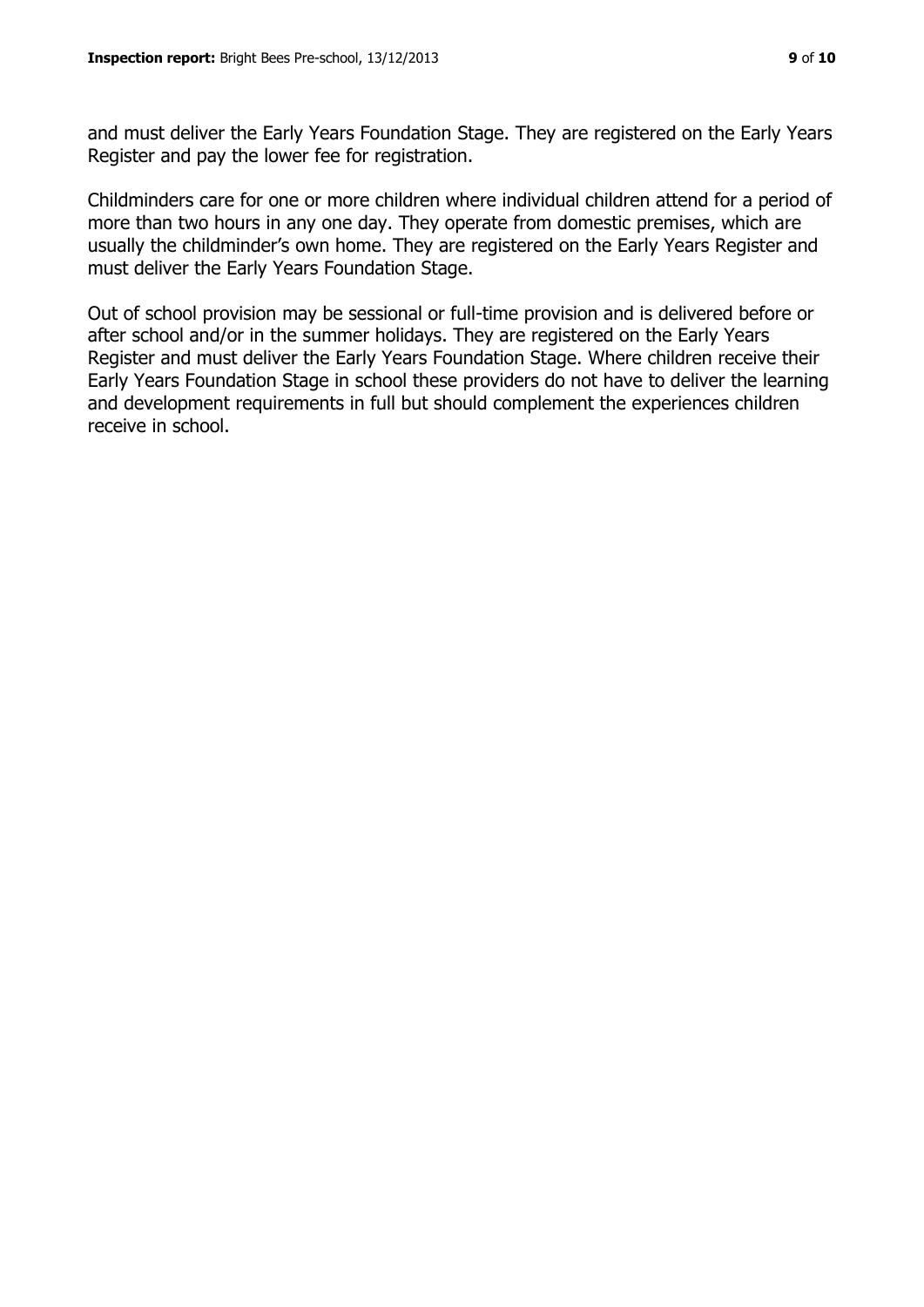and must deliver the Early Years Foundation Stage. They are registered on the Early Years Register and pay the lower fee for registration.

Childminders care for one or more children where individual children attend for a period of more than two hours in any one day. They operate from domestic premises, which are usually the childminder's own home. They are registered on the Early Years Register and must deliver the Early Years Foundation Stage.

Out of school provision may be sessional or full-time provision and is delivered before or after school and/or in the summer holidays. They are registered on the Early Years Register and must deliver the Early Years Foundation Stage. Where children receive their Early Years Foundation Stage in school these providers do not have to deliver the learning and development requirements in full but should complement the experiences children receive in school.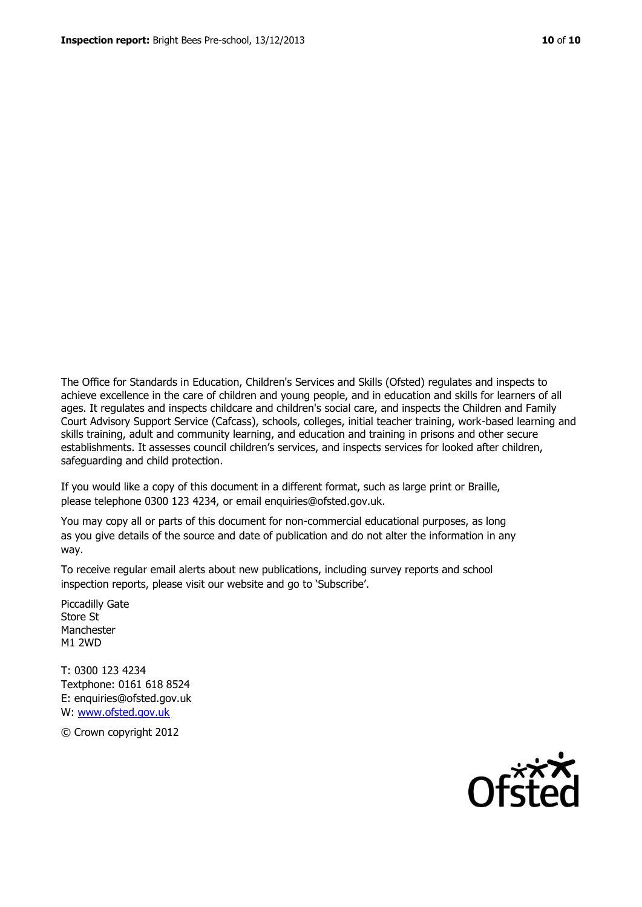The Office for Standards in Education, Children's Services and Skills (Ofsted) regulates and inspects to achieve excellence in the care of children and young people, and in education and skills for learners of all ages. It regulates and inspects childcare and children's social care, and inspects the Children and Family Court Advisory Support Service (Cafcass), schools, colleges, initial teacher training, work-based learning and skills training, adult and community learning, and education and training in prisons and other secure establishments. It assesses council children's services, and inspects services for looked after children, safeguarding and child protection.

If you would like a copy of this document in a different format, such as large print or Braille, please telephone 0300 123 4234, or email enquiries@ofsted.gov.uk.

You may copy all or parts of this document for non-commercial educational purposes, as long as you give details of the source and date of publication and do not alter the information in any way.

To receive regular email alerts about new publications, including survey reports and school inspection reports, please visit our website and go to 'Subscribe'.

Piccadilly Gate
Store St
Manchester
M1 2WD

T: 0300 123 4234
Textphone: 0161 618 8524
E: enquiries@ofsted.gov.uk
W: www.ofsted.gov.uk

© Crown copyright 2012

Ofsted